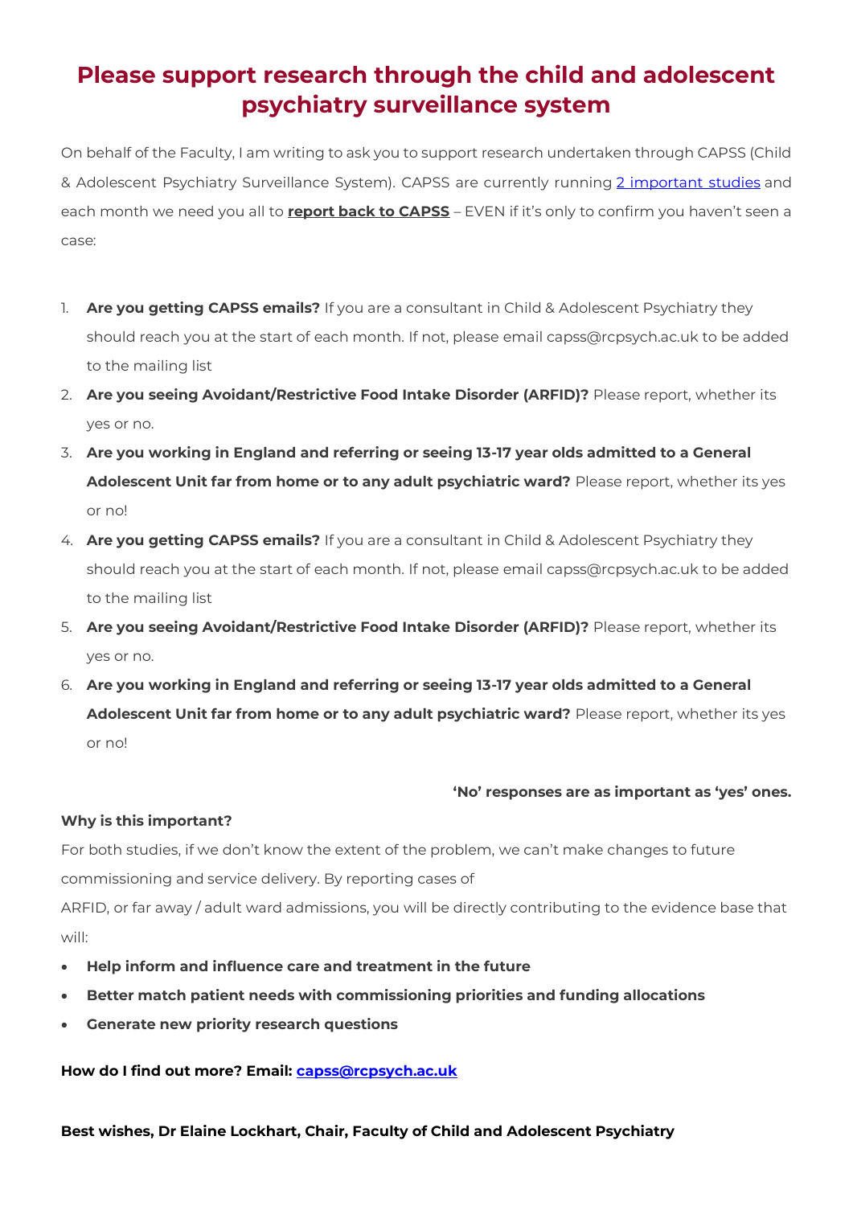# Please support research through the child and adolescent psychiatry surveillance system

On behalf of the Faculty, I am writing to ask you to support research undertaken through CAPSS (Child & Adolescent Psychiatry Surveillance System). CAPSS are currently running 2 important studies and each month we need you all to **report back to CAPSS** – EVEN if it's only to confirm you haven't seen a case:

1. **Are you getting CAPSS emails?** If you are a consultant in Child & Adolescent Psychiatry they should reach you at the start of each month. If not, please email capss@rcpsych.ac.uk to be added to the mailing list
2. **Are you seeing Avoidant/Restrictive Food Intake Disorder (ARFID)?** Please report, whether its yes or no.
3. **Are you working in England and referring or seeing 13-17 year olds admitted to a General Adolescent Unit far from home or to any adult psychiatric ward?** Please report, whether its yes or no!
4. **Are you getting CAPSS emails?** If you are a consultant in Child & Adolescent Psychiatry they should reach you at the start of each month. If not, please email capss@rcpsych.ac.uk to be added to the mailing list
5. **Are you seeing Avoidant/Restrictive Food Intake Disorder (ARFID)?** Please report, whether its yes or no.
6. **Are you working in England and referring or seeing 13-17 year olds admitted to a General Adolescent Unit far from home or to any adult psychiatric ward?** Please report, whether its yes or no!

**'No' responses are as important as 'yes' ones.**

**Why is this important?**

For both studies, if we don't know the extent of the problem, we can't make changes to future commissioning and service delivery. By reporting cases of ARFID, or far away / adult ward admissions, you will be directly contributing to the evidence base that will:

- **Help inform and influence care and treatment in the future**
- **Better match patient needs with commissioning priorities and funding allocations**
- **Generate new priority research questions**

**How do I find out more? Email: capss@rcpsych.ac.uk**

**Best wishes, Dr Elaine Lockhart, Chair, Faculty of Child and Adolescent Psychiatry**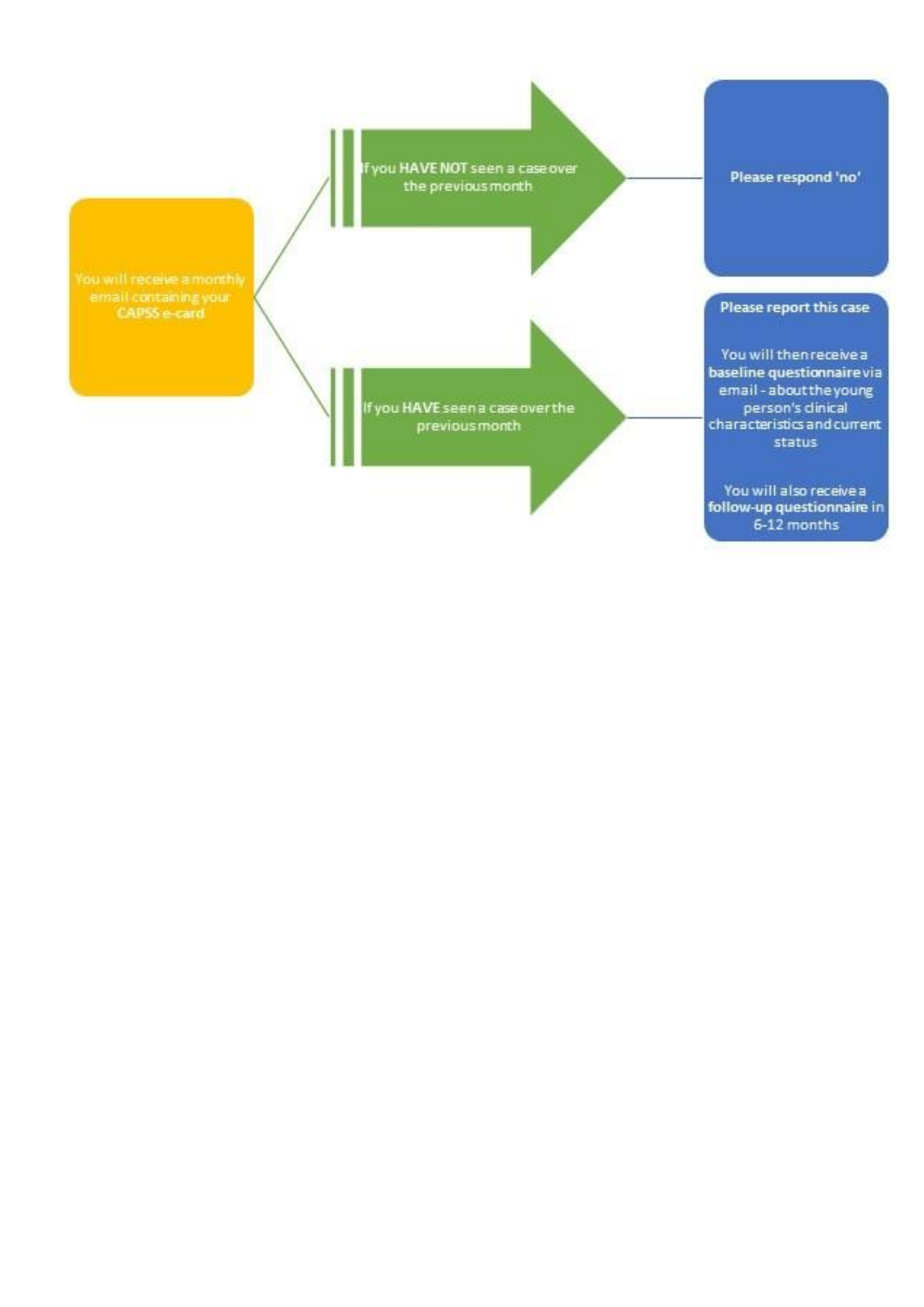You will receive a monthly email containing your **CAPSS e-card**

If you **HAVE NOT** seen a case over the previous month

**Please respond 'no'**

If you **HAVE** seen a case over the previous month

**Please report this case**

You will then receive a **baseline questionnaire** via email - about the young person's clinical characteristics and current status

You will also receive a **follow-up questionnaire** in 6-12 months